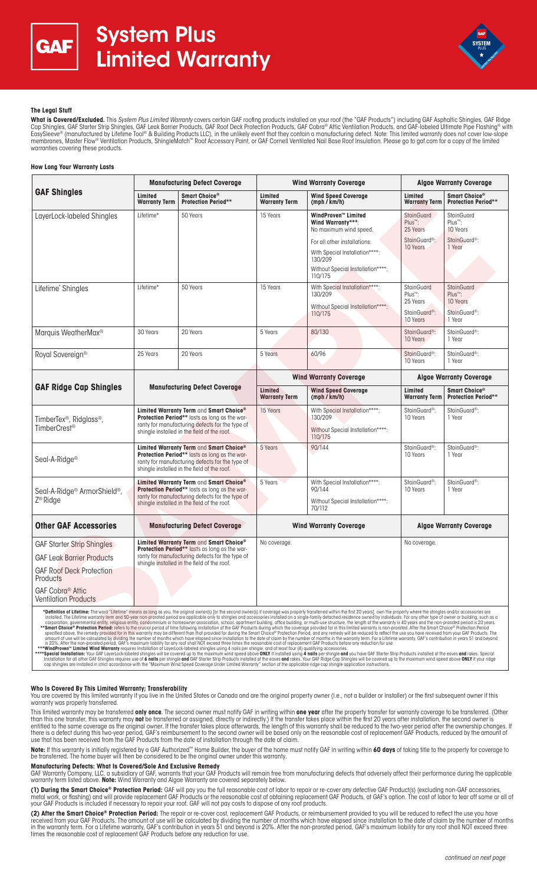# System Plus Limited Warranty

### The Legal Stuff

**What is Covered/Excluded.** This *System Plus Limited Warranty* covers certain GAF roofing products installed on your roof (the "GAF Products") including GAF Asphaltic Shingles, GAF Ridge Cap Shingles, GAF Starter Strip Shingles, GAF Leak Barrier Products, GAF Roof Deck Protection Products, GAF Cobra® Attic Ventilation Products, and GAF-labeled Ultimate Pipe Flashing® with EasySleeve® (manufactured by Lifetime Tool® & Building Products LLC), in the unlikely event that they contain a manufacturing defect. Note: This limited warranty does not cover low-slope membranes, Master Flow® Ventilation Products, ShingleMatch™ Roof Accessory Paint, or GAF Cornell Ventilated Nail Base Roof Insulation. Please go to gaf.com for a copy of the limited warranties covering these products.

### How Long Your Warranty Lasts

| GAF Shingles | Manufacturing Defect Coverage | | Wind Warranty Coverage | | Algae Warranty Coverage | |
|---|---|---|---|---|---|---|
| | Limited Warranty Term | Smart Choice® Protection Period** | Limited Warranty Term | Wind Speed Coverage (mph / km/h) | Limited Warranty Term | Smart Choice® Protection Period** |
| LayerLock-labeled Shingles | Lifetime* | 50 Years | 15 Years | WindProven™ Limited Wind Warranty***: No maximum wind speed. For all other installations: With Special Installation****: 130/209 Without Special Installation****: 110/175 | StainGuard Plus™: 25 Years StainGuard®: 10 Years | StainGuard Plus™: 10 Years StainGuard®: 1 Year |
| Lifetime* Shingles | Lifetime* | 50 Years | 15 Years | With Special Installation****: 130/209 Without Special Installation****: 110/175 | StainGuard Plus™: 25 Years StainGuard®: 10 Years | StainGuard Plus™: 10 Years StainGuard®: 1 Year |
| Marquis WeatherMax® | 30 Years | 20 Years | 5 Years | 80/130 | StainGuard®: 10 Years | StainGuard®: 1 Year |
| Royal Sovereign® | 25 Years | 20 Years | 5 Years | 60/96 | StainGuard®: 10 Years | StainGuard®: 1 Year |

| GAF Ridge Cap Shingles | Manufacturing Defect Coverage | Wind Warranty Coverage | | Algae Warranty Coverage | |
|---|---|---|---|---|---|
| | | Limited Warranty Term | Wind Speed Coverage (mph / km/h) | Limited Warranty Term | Smart Choice® Protection Period** |
| TimberTex®, Ridglass®, TimberCrest® | Limited Warranty Term and Smart Choice® Protection Period** lasts as long as the warranty for manufacturing defects for the type of shingle installed in the field of the roof. | 15 Years | With Special Installation****: 130/209 Without Special Installation****: 110/175 | StainGuard®: 10 Years | StainGuard®: 1 Year |
| Seal-A-Ridge® | Limited Warranty Term and Smart Choice® Protection Period** lasts as long as the warranty for manufacturing defects for the type of shingle installed in the field of the roof. | 5 Years | 90/144 | StainGuard®: 10 Years | StainGuard®: 1 Year |
| Seal-A-Ridge® ArmorShield®, Z® Ridge | Limited Warranty Term and Smart Choice® Protection Period** lasts as long as the warranty for manufacturing defects for the type of shingle installed in the field of the roof. | 5 Years | With Special Installation****: 90/144 Without Special Installation****: 70/112 | StainGuard®: 10 Years | StainGuard®: 1 Year |

| Other GAF Accessories | Manufacturing Defect Coverage | Wind Warranty Coverage | Algae Warranty Coverage |
|---|---|---|---|
| GAF Starter Strip Shingles; GAF Leak Barrier Products; GAF Roof Deck Protection Products; GAF Cobra® Attic Ventilation Products | Limited Warranty Term and Smart Choice® Protection Period** lasts as long as the warranty for manufacturing defects for the type of shingle installed in the field of the roof. | No coverage. | No coverage. |

*Definition of Lifetime: The word "Lifetime" means as long as you, the original owner(s) [or the second owner(s) if coverage was properly transferred within the first 20 years], own the property where the shingles and/or accessories are installed. The Lifetime warranty term and 50-year non-prorated period are applicable only to shingles and accessories installed on a single-family detached residence owned by individuals. For any other type of owner or building, such as a corporation, governmental entity, religious entity, condominium or homeowner association, school, apartment building, office building, or multi-use structure, the length of the warranty is 40 years and the non-prorated period is 20 years.

**Smart Choice® Protection Period: refers to the crucial period of time following installation of the GAF Products during which the coverage provided for in this limited warranty is non-prorated. After the Smart Choice® Protection Period specified above, the remedy provided for in this warranty may be different than that provided for during the Smart Choice® Protection Period, and any remedy will be reduced to reflect the use you have received from your GAF Products. The amount of use will be calculated by dividing the number of months which have elapsed since installation to the date of claim by the number of months in the warranty term. For a Lifetime warranty, GAF's contribution in years 51 and beyond is 20%. After the non-prorated period, GAF's maximum liability for any roof shall NOT exceed three times the reasonable cost of replacement GAF Products before any reduction for use.

***WindProven™ Limited Wind Warranty requires installation of LayerLock-labeled shingles using 4 nails per shingle, and at least four (4) qualifying accessories.

****Special Installation: Your GAF LayerLock-labeled shingles will be covered up to the maximum wind speed above **ONLY** if installed using **4 nails** per shingle **and** you have GAF Starter Strip Products installed at the eaves **and** rakes. Special Installation for all other GAF Shingles requires use of **6 nails** per shingle **and** GAF Starter Strip Products installed at the eaves **and** rakes. Your GAF Ridge Cap Shingles will be covered up to the maximum wind speed above **ONLY** if your ridge cap shingles are installed in strict accordance with the "Maximum Wind Speed Coverage Under Limited Warranty" section of the applicable ridge cap shingle application instructions.

### Who Is Covered By This Limited Warranty; Transferability

You are covered by this limited warranty if you live in the United States or Canada and are the original property owner (i.e., not a builder or installer) or the first subsequent owner if this warranty was properly transferred.

This limited warranty may be transferred **only once**. The second owner must notify GAF in writing within **one year** after the property transfer for warranty coverage to be transferred. (Other than this one transfer, this warranty may **not** be transferred or assigned, directly or indirectly.) If the transfer takes place within the first 20 years after installation, the second owner is entitled to the same coverage as the original owner. If the transfer takes place afterwards, the length of this warranty shall be reduced to the two-year period after the ownership changes. If there is a defect during this two-year period, GAF's reimbursement to the second owner will be based only on the reasonable cost of replacement GAF Products, reduced by the amount of use that has been received from the GAF Products from the date of installation through the date of claim.

**Note:** If this warranty is initially registered by a GAF Authorized℠ Home Builder, the buyer of the home must notify GAF in writing within **60 days** of taking title to the property for coverage to be transferred. The home buyer will then be considered to be the original owner under this warranty.

### Manufacturing Defects: What Is Covered/Sole And Exclusive Remedy

GAF Warranty Company, LLC, a subsidiary of GAF, warrants that your GAF Products will remain free from manufacturing defects that adversely affect their performance during the applicable warranty term listed above. **Note:** Wind Warranty and Algae Warranty are covered separately below.

**(1) During the Smart Choice® Protection Period:** GAF will pay you the full reasonable cost of labor to repair or re-cover any defective GAF Product(s) (excluding non-GAF accessories, metal work, or flashing) and will provide replacement GAF Products or the reasonable cost of obtaining replacement GAF Products, at GAF's option. The cost of labor to tear off some or all of your GAF Products is included if necessary to repair your roof. GAF will not pay costs to dispose of any roof products.

**(2) After the Smart Choice® Protection Period:** The repair or re-cover cost, replacement GAF Products, or reimbursement provided to you will be reduced to reflect the use you have received from your GAF Products. The amount of use will be calculated by dividing the number of months which have elapsed since installation to the date of claim by the number of months in the warranty term. For a Lifetime warranty, GAF's contribution in years 51 and beyond is 20%. After the non-prorated period, GAF's maximum liability for any roof shall NOT exceed three times the reasonable cost of replacement GAF Products before any reduction for use.

*continued on next page*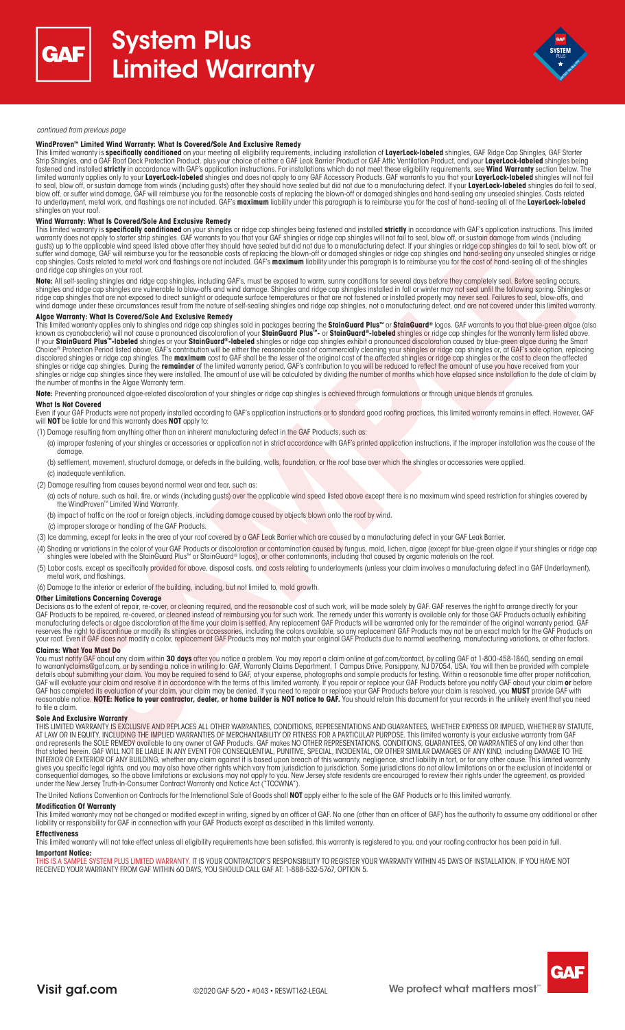# System Plus Limited Warranty

*continued from previous page*

**WindProven™ Limited Wind Warranty: What Is Covered/Sole And Exclusive Remedy**

This limited warranty is **specifically conditioned** on your meeting all eligibility requirements, including installation of **LayerLock-labeled** shingles, GAF Ridge Cap Shingles, GAF Starter Strip Shingles, and a GAF Roof Deck Protection Product, plus your choice of either a GAF Leak Barrier Product or GAF Attic Ventilation Product, and your **LayerLock-labeled** shingles being fastened and installed **strictly** in accordance with GAF's application instructions. For installations which do not meet these eligibility requirements, see **Wind Warranty** section below. The limited warranty applies only to your **LayerLock-labeled** shingles and does not apply to any GAF Accessory Products. GAF warrants to you that your **LayerLock-labeled** shingles will not fail to seal, blow off, or sustain damage from winds (including gusts) after they should have sealed but did not due to a manufacturing defect. If your **LayerLock-labeled** shingles do fail to seal, blow off, or suffer wind damage, GAF will reimburse you for the reasonable costs of replacing the blown-off or damaged shingles and hand-sealing any unsealed shingles. Costs related to underlayment, metal work, and flashings are not included. GAF's **maximum** liability under this paragraph is to reimburse you for the cost of hand-sealing all of the **LayerLock-labeled** shingles on your roof.

**Wind Warranty: What Is Covered/Sole And Exclusive Remedy**

This limited warranty is **specifically conditioned** on your shingles or ridge cap shingles being fastened and installed **strictly** in accordance with GAF's application instructions. This limited warranty does not apply to starter strip shingles. GAF warrants to you that your GAF shingles or ridge cap shingles will not fail to seal, blow off, or sustain damage from winds (including gusts) up to the applicable wind speed listed above after they should have sealed but did not due to a manufacturing defect. If your shingles or ridge cap shingles do fail to seal, blow off, or suffer wind damage, GAF will reimburse you for the reasonable costs of replacing the blown-off or damaged shingles or ridge cap shingles and hand-sealing any unsealed shingles or ridge cap shingles. Costs related to metal work and flashings are not included. GAF's **maximum** liability under this paragraph is to reimburse you for the cost of hand-sealing all of the shingles and ridge cap shingles on your roof.

**Note:** All self-sealing shingles and ridge cap shingles, including GAF's, must be exposed to warm, sunny conditions for several days before they completely seal. Before sealing occurs, shingles and ridge cap shingles are vulnerable to blow-offs and wind damage. Shingles and ridge cap shingles installed in fall or winter may not seal until the following spring. Shingles or ridge cap shingles that are not exposed to direct sunlight or adequate surface temperatures or that are not fastened or installed properly may never seal. Failures to seal, blow-offs, and wind damage under these circumstances result from the nature of self-sealing shingles and ridge cap shingles, not a manufacturing defect, and are not covered under this limited warranty.

**Algae Warranty: What Is Covered/Sole And Exclusive Remedy**

This limited warranty applies only to shingles and ridge cap shingles sold in packages bearing the **StainGuard Plus™** or **StainGuard®** logos. GAF warrants to you that blue-green algae (also known as cyanobacteria) will not cause a pronounced discoloration of your **StainGuard Plus™-** or **StainGuard®-labeled** shingles or ridge cap shingles for the warranty term listed above. If your **StainGuard Plus™-labeled** shingles or your **StainGuard®-labeled** shingles or ridge cap shingles exhibit a pronounced discoloration caused by blue-green algae during the Smart Choice® Protection Period listed above, GAF's contribution will be either the reasonable cost of commercially cleaning your shingles or ridge cap shingles or, at GAF's sole option, replacing discolored shingles or ridge cap shingles. The **maximum** cost to GAF shall be the lesser of the original cost of the affected shingles or ridge cap shingles or the cost to clean the affected shingles or ridge cap shingles. During the **remainder** of the limited warranty period, GAF's contribution to you will be reduced to reflect the amount of use you have received from your shingles or ridge cap shingles since they were installed. The amount of use will be calculated by dividing the number of months which have elapsed since installation to the date of claim by the number of months in the Algae Warranty term.

**Note:** Preventing pronounced algae-related discoloration of your shingles or ridge cap shingles is achieved through formulations or through unique blends of granules.

**What Is Not Covered**

Even if your GAF Products were not properly installed according to GAF's application instructions or to standard good roofing practices, this limited warranty remains in effect. However, GAF will **NOT** be liable for and this warranty does **NOT** apply to:

(1) Damage resulting from anything other than an inherent manufacturing defect in the GAF Products, such as:

- (a) improper fastening of your shingles or accessories or application not in strict accordance with GAF's printed application instructions, if the improper installation was the cause of the damage.
- (b) settlement, movement, structural damage, or defects in the building, walls, foundation, or the roof base over which the shingles or accessories were applied.
- (c) inadequate ventilation.

(2) Damage resulting from causes beyond normal wear and tear, such as:

- (a) acts of nature, such as hail, fire, or winds (including gusts) over the applicable wind speed listed above except there is no maximum wind speed restriction for shingles covered by the WindProven™ Limited Wind Warranty.
- (b) impact of traffic on the roof or foreign objects, including damage caused by objects blown onto the roof by wind.
- (c) improper storage or handling of the GAF Products.

(3) Ice damming, except for leaks in the area of your roof covered by a GAF Leak Barrier which are caused by a manufacturing defect in your GAF Leak Barrier.

(4) Shading or variations in the color of your GAF Products or discoloration or contamination caused by fungus, mold, lichen, algae (except for blue-green algae if your shingles or ridge cap shingles were labeled with the StainGuard Plus™ or StainGuard® logos), or other contaminants, including that caused by organic materials on the roof.

(5) Labor costs, except as specifically provided for above, disposal costs, and costs relating to underlayments (unless your claim involves a manufacturing defect in a GAF Underlayment), metal work, and flashings.

(6) Damage to the interior or exterior of the building, including, but not limited to, mold growth.

**Other Limitations Concerning Coverage**

Decisions as to the extent of repair, re-cover, or cleaning required, and the reasonable cost of such work, will be made solely by GAF. GAF reserves the right to arrange directly for your GAF Products to be repaired, re-covered, or cleaned instead of reimbursing you for such work. The remedy under this warranty is available only for those GAF Products actually exhibiting manufacturing defects or algae discoloration at the time your claim is settled. Any replacement GAF Products will be warranted only for the remainder of the original warranty period. GAF reserves the right to discontinue or modify its shingles or accessories, including the colors available, so any replacement GAF Products may not be an exact match for the GAF Products on your roof. Even if GAF does not modify a color, replacement GAF Products may not match your original GAF Products due to normal weathering, manufacturing variations, or other factors.

**Claims: What You Must Do**

You must notify GAF about any claim within **30 days** after you notice a problem. You may report a claim online at gaf.com/contact, by calling GAF at 1-800-458-1860, sending an email to warrantyclaims@gaf.com, or by sending a notice in writing to: GAF, Warranty Claims Department, 1 Campus Drive, Parsippany, NJ 07054, USA. You will then be provided with complete details about submitting your claim. You may be required to send to GAF, at your expense, photographs and sample products for testing. Within a reasonable time after proper notification, GAF will evaluate your claim and resolve it in accordance with the terms of this limited warranty. If you repair or replace your GAF Products before you notify GAF about your claim **or** before GAF has completed its evaluation of your claim, your claim may be denied. If you need to repair or replace your GAF Products before your claim is resolved, you **MUST** provide GAF with reasonable notice. **NOTE: Notice to your contractor, dealer, or home builder is NOT notice to GAF.** You should retain this document for your records in the unlikely event that you need to file a claim.

**Sole And Exclusive Warranty**

THIS LIMITED WARRANTY IS EXCLUSIVE AND REPLACES ALL OTHER WARRANTIES, CONDITIONS, REPRESENTATIONS AND GUARANTEES, WHETHER EXPRESS OR IMPLIED, WHETHER BY STATUTE, AT LAW OR IN EQUITY, INCLUDING THE IMPLIED WARRANTIES OF MERCHANTABILITY OR FITNESS FOR A PARTICULAR PURPOSE. This limited warranty is your exclusive warranty from GAF and represents the SOLE REMEDY available to any owner of GAF Products. GAF makes NO OTHER REPRESENTATIONS, CONDITIONS, GUARANTEES, OR WARRANTIES of any kind other than that stated herein. GAF WILL NOT BE LIABLE IN ANY EVENT FOR CONSEQUENTIAL, PUNITIVE, SPECIAL, INCIDENTAL, OR OTHER SIMILAR DAMAGES OF ANY KIND, including DAMAGE TO THE INTERIOR OR EXTERIOR OF ANY BUILDING, whether any claim against it is based upon breach of this warranty, negligence, strict liability in tort, or for any other cause. This limited warranty gives you specific legal rights, and you may also have other rights which vary from jurisdiction to jurisdiction. Some jurisdictions do not allow limitations on or the exclusion of incidental or consequential damages, so the above limitations or exclusions may not apply to you. New Jersey state residents are encouraged to review their rights under the agreement, as provided under the New Jersey Truth-In-Consumer Contract Warranty and Notice Act ("TCCWNA").

The United Nations Convention on Contracts for the International Sale of Goods shall **NOT** apply either to the sale of the GAF Products or to this limited warranty.

**Modification Of Warranty**

This limited warranty may not be changed or modified except in writing, signed by an officer of GAF. No one (other than an officer of GAF) has the authority to assume any additional or other liability or responsibility for GAF in connection with your GAF Products except as described in this limited warranty.

**Effectiveness**

This limited warranty will not take effect unless all eligibility requirements have been satisfied, this warranty is registered to you, and your roofing contractor has been paid in full.

**Important Notice:**

THIS IS A SAMPLE SYSTEM PLUS LIMITED WARRANTY. IT IS YOUR CONTRACTOR'S RESPONSIBILITY TO REGISTER YOUR WARRANTY WITHIN 45 DAYS OF INSTALLATION. IF YOU HAVE NOT RECEIVED YOUR WARRANTY FROM GAF WITHIN 60 DAYS, YOU SHOULD CALL GAF AT: 1-888-532-5767, OPTION 5.

Visit gaf.com ©2020 GAF 5/20 • #043 • RESWT162-LEGAL We protect what matters most™